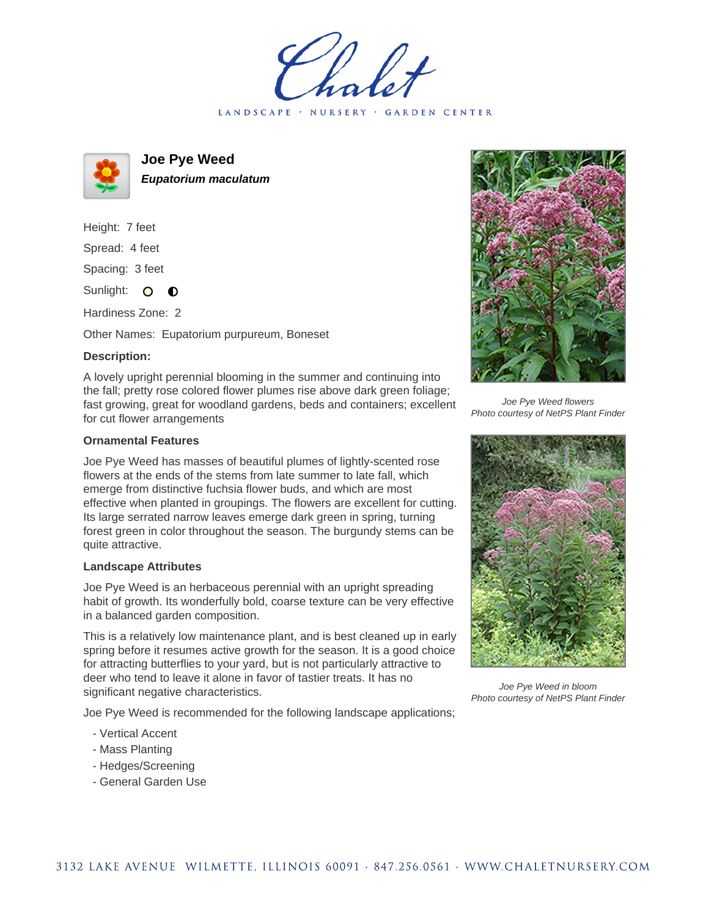Chalet

LANDSCAPE · NURSERY · GARDEN CENTER

# Joe Pye Weed

***Eupatorium maculatum***

Height: 7 feet

Spread: 4 feet

Spacing: 3 feet

Sunlight: ○ ◐

Hardiness Zone: 2

Other Names: Eupatorium purpureum, Boneset

### Description:

A lovely upright perennial blooming in the summer and continuing into the fall; pretty rose colored flower plumes rise above dark green foliage; fast growing, great for woodland gardens, beds and containers; excellent for cut flower arrangements

### Ornamental Features

Joe Pye Weed has masses of beautiful plumes of lightly-scented rose flowers at the ends of the stems from late summer to late fall, which emerge from distinctive fuchsia flower buds, and which are most effective when planted in groupings. The flowers are excellent for cutting. Its large serrated narrow leaves emerge dark green in spring, turning forest green in color throughout the season. The burgundy stems can be quite attractive.

### Landscape Attributes

Joe Pye Weed is an herbaceous perennial with an upright spreading habit of growth. Its wonderfully bold, coarse texture can be very effective in a balanced garden composition.

This is a relatively low maintenance plant, and is best cleaned up in early spring before it resumes active growth for the season. It is a good choice for attracting butterflies to your yard, but is not particularly attractive to deer who tend to leave it alone in favor of tastier treats. It has no significant negative characteristics.

Joe Pye Weed is recommended for the following landscape applications;

- Vertical Accent
- Mass Planting
- Hedges/Screening
- General Garden Use

*Joe Pye Weed flowers*
*Photo courtesy of NetPS Plant Finder*

*Joe Pye Weed in bloom*
*Photo courtesy of NetPS Plant Finder*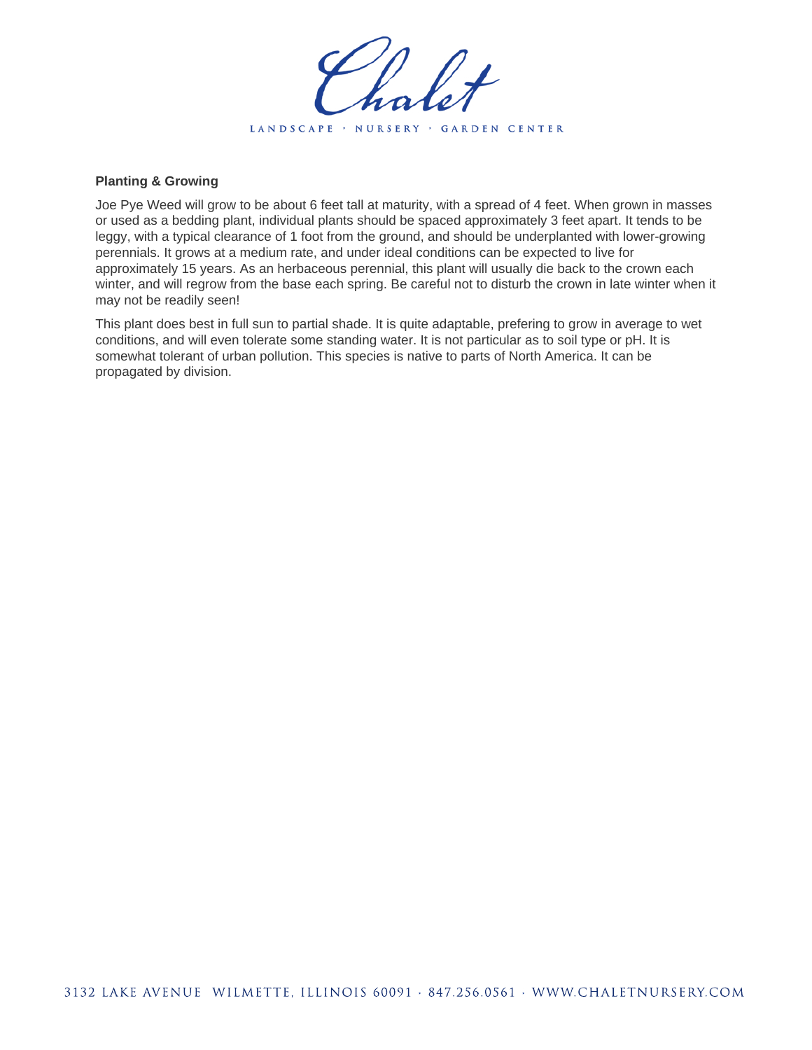**Planting & Growing**

Joe Pye Weed will grow to be about 6 feet tall at maturity, with a spread of 4 feet. When grown in masses or used as a bedding plant, individual plants should be spaced approximately 3 feet apart. It tends to be leggy, with a typical clearance of 1 foot from the ground, and should be underplanted with lower-growing perennials. It grows at a medium rate, and under ideal conditions can be expected to live for approximately 15 years. As an herbaceous perennial, this plant will usually die back to the crown each winter, and will regrow from the base each spring. Be careful not to disturb the crown in late winter when it may not be readily seen!

This plant does best in full sun to partial shade. It is quite adaptable, prefering to grow in average to wet conditions, and will even tolerate some standing water. It is not particular as to soil type or pH. It is somewhat tolerant of urban pollution. This species is native to parts of North America. It can be propagated by division.